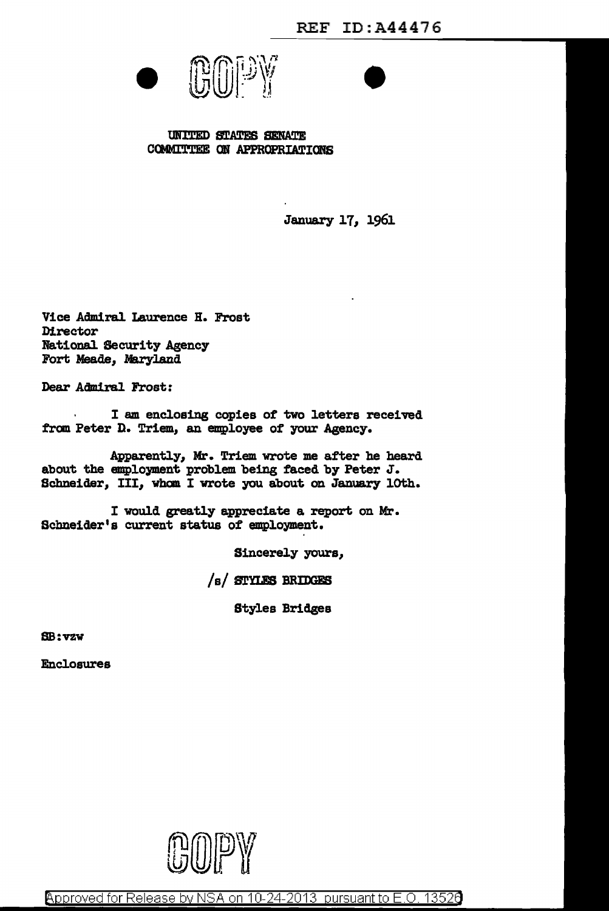REF ID:A44476

COPY

UNITED STATES SENATE
COMMITTEE ON APPROPRIATIONS

January 17, 1961

Vice Admiral Laurence H. Frost
Director
National Security Agency
Fort Meade, Maryland

Dear Admiral Frost:

I am enclosing copies of two letters received from Peter D. Triem, an employee of your Agency.

Apparently, Mr. Triem wrote me after he heard about the employment problem being faced by Peter J. Schneider, III, whom I wrote you about on January 10th.

I would greatly appreciate a report on Mr. Schneider's current status of employment.

Sincerely yours,

/s/ STYLES BRIDGES

Styles Bridges

SB:vzw

Enclosures

COPY

Approved for Release by NSA on 10-24-2013 pursuant to E.O. 13526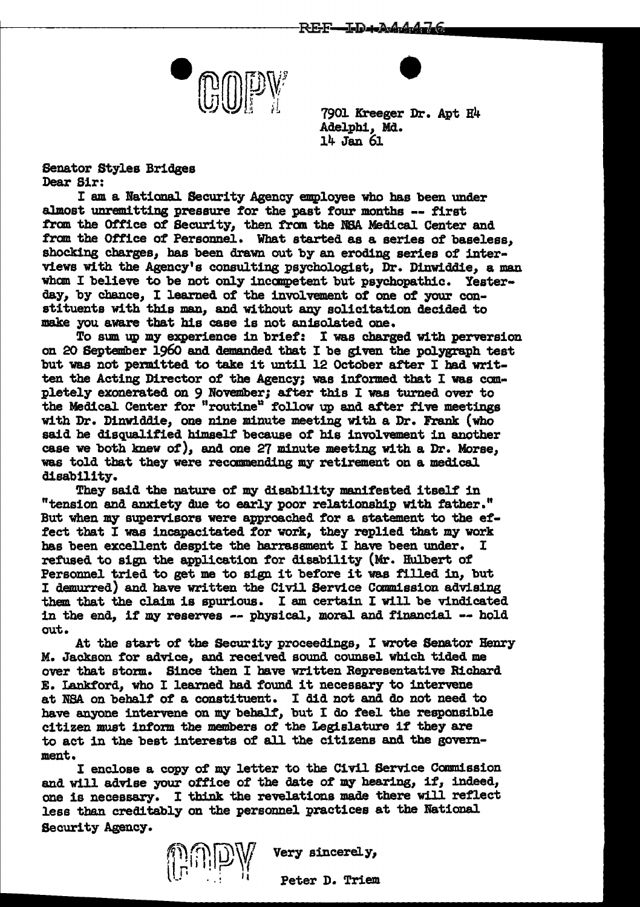COPY

7901 Kreeger Dr. Apt H4
Adelphi, Md.
14 Jan 61

Senator Styles Bridges
Dear Sir:

I am a National Security Agency employee who has been under almost unremitting pressure for the past four months -- first from the Office of Security, then from the NSA Medical Center and from the Office of Personnel. What started as a series of baseless, shocking charges, has been drawn out by an eroding series of interviews with the Agency's consulting psychologist, Dr. Dinwiddie, a man whom I believe to be not only incompetent but psychopathic. Yesterday, by chance, I learned of the involvement of one of your constituents with this man, and without any solicitation decided to make you aware that his case is not anisolated one.

To sum up my experience in brief: I was charged with perversion on 20 September 1960 and demanded that I be given the polygraph test but was not permitted to take it until 12 October after I had written the Acting Director of the Agency; was informed that I was completely exonerated on 9 November; after this I was turned over to the Medical Center for "routine" follow up and after five meetings with Dr. Dinwiddie, one nine minute meeting with a Dr. Frank (who said he disqualified himself because of his involvement in another case we both knew of), and one 27 minute meeting with a Dr. Morse, was told that they were recommending my retirement on a medical disability.

They said the nature of my disability manifested itself in "tension and anxiety due to early poor relationship with father." But when my supervisors were approached for a statement to the effect that I was incapacitated for work, they replied that my work has been excellent despite the harrassment I have been under. I refused to sign the application for disability (Mr. Hulbert of Personnel tried to get me to sign it before it was filled in, but I demurred) and have written the Civil Service Commission advising them that the claim is spurious. I am certain I will be vindicated in the end, if my reserves -- physical, moral and financial -- hold out.

At the start of the Security proceedings, I wrote Senator Henry M. Jackson for advice, and received sound counsel which tided me over that storm. Since then I have written Representative Richard E. Lankford, who I learned had found it necessary to intervene at NSA on behalf of a constituent. I did not and do not need to have anyone intervene on my behalf, but I do feel the responsible citizen must inform the members of the Legislature if they are to act in the best interests of all the citizens and the government.

I enclose a copy of my letter to the Civil Service Commission and will advise your office of the date of my hearing, if, indeed, one is necessary. I think the revelations made there will reflect less than creditably on the personnel practices at the National Security Agency.

COPY

Very sincerely,

Peter D. Triem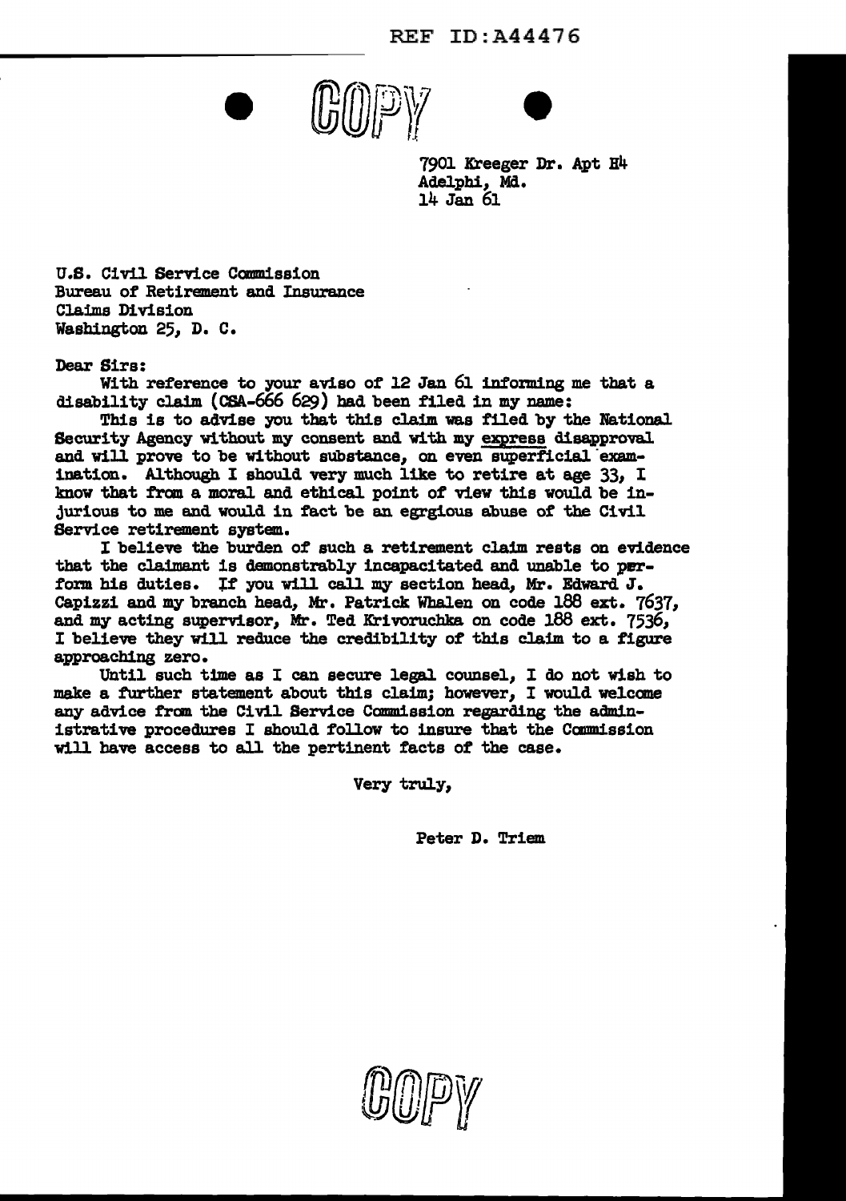REF ID:A44476

COPY

7901 Kreeger Dr. Apt H4
Adelphi, Md.
14 Jan 61

U.S. Civil Service Commission
Bureau of Retirement and Insurance
Claims Division
Washington 25, D. C.

Dear Sirs:

With reference to your aviso of 12 Jan 61 informing me that a disability claim (CSA-666 629) had been filed in my name:

This is to advise you that this claim was filed by the National Security Agency without my consent and with my express disapproval and will prove to be without substance, on even superficial examination. Although I should very much like to retire at age 33, I know that from a moral and ethical point of view this would be injurious to me and would in fact be an egrgious abuse of the Civil Service retirement system.

I believe the burden of such a retirement claim rests on evidence that the claimant is demonstrably incapacitated and unable to perform his duties. If you will call my section head, Mr. Edward J. Capizzi and my branch head, Mr. Patrick Whalen on code 188 ext. 7637, and my acting supervisor, Mr. Ted Krivoruchka on code 188 ext. 7536, I believe they will reduce the credibility of this claim to a figure approaching zero.

Until such time as I can secure legal counsel, I do not wish to make a further statement about this claim; however, I would welcome any advice from the Civil Service Commission regarding the administrative procedures I should follow to insure that the Commission will have access to all the pertinent facts of the case.

Very truly,

Peter D. Triem

COPY